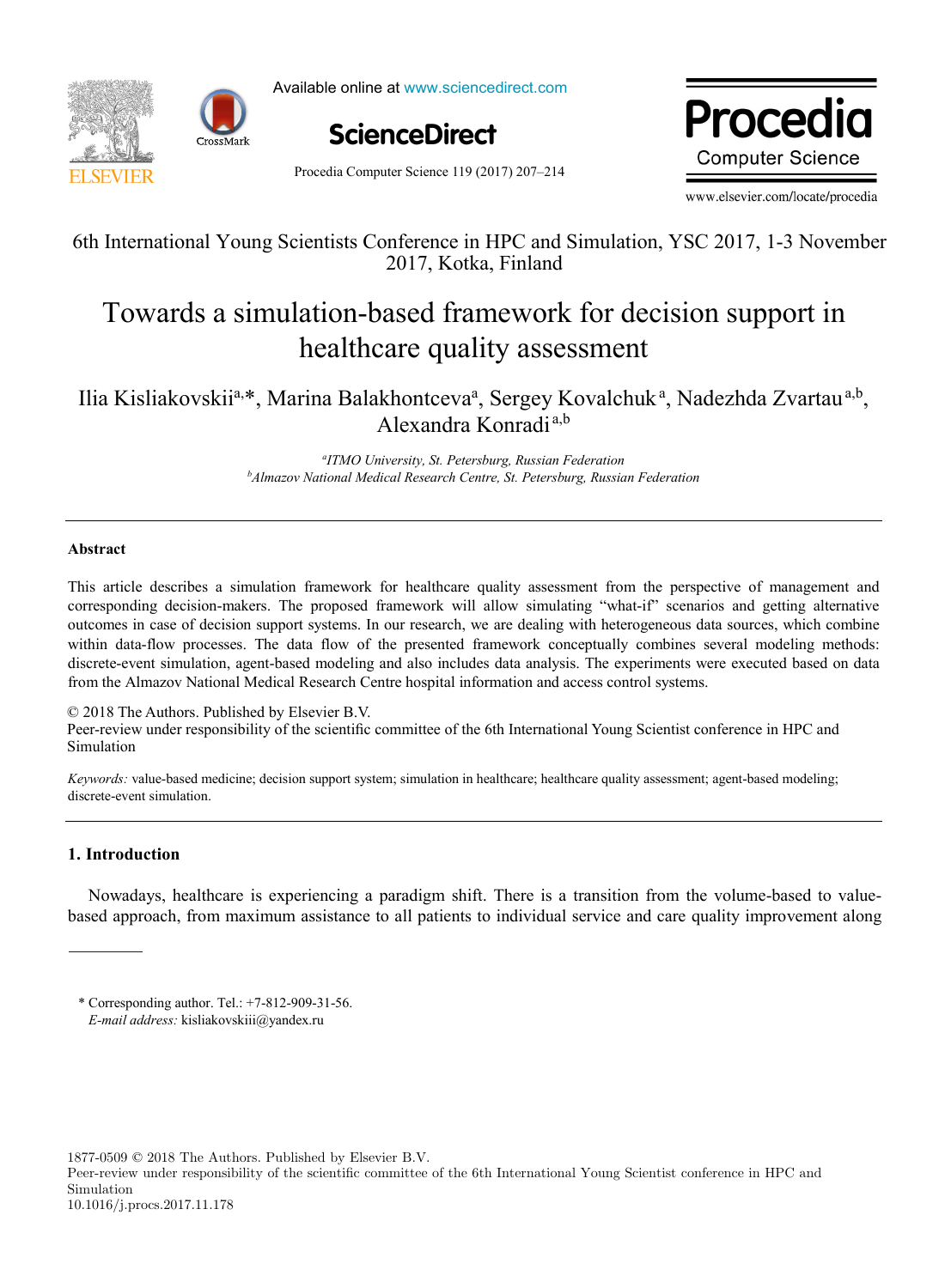6th International Young Scientists Conference in HPC and Simulation, YSC 2017, 1-3 November 2017, Kotka, Finland

# Towards a simulation-based framework for decision support in healthcare quality assessment

Ilia Kisliakovskii[a,*], Marina Balakhontceva[a], Sergey Kovalchuk[a], Nadezhda Zvartau[a,b], Alexandra Konradi[a,b]

[a]*ITMO University, St. Petersburg, Russian Federation*
[b]*Almazov National Medical Research Centre, St. Petersburg, Russian Federation*

## Abstract

This article describes a simulation framework for healthcare quality assessment from the perspective of management and corresponding decision-makers. The proposed framework will allow simulating "what-if" scenarios and getting alternative outcomes in case of decision support systems. In our research, we are dealing with heterogeneous data sources, which combine within data-flow processes. The data flow of the presented framework conceptually combines several modeling methods: discrete-event simulation, agent-based modeling and also includes data analysis. The experiments were executed based on data from the Almazov National Medical Research Centre hospital information and access control systems.

© 2018 The Authors. Published by Elsevier B.V.
Peer-review under responsibility of the scientific committee of the 6th International Young Scientist conference in HPC and Simulation

*Keywords:* value-based medicine; decision support system; simulation in healthcare; healthcare quality assessment; agent-based modeling; discrete-event simulation.

## 1. Introduction

Nowadays, healthcare is experiencing a paradigm shift. There is a transition from the volume-based to value-based approach, from maximum assistance to all patients to individual service and care quality improvement along

---

\* Corresponding author. Tel.: +7-812-909-31-56.
*E-mail address:* kisliakovskiii@yandex.ru

1877-0509 © 2018 The Authors. Published by Elsevier B.V.
Peer-review under responsibility of the scientific committee of the 6th International Young Scientist conference in HPC and Simulation
10.1016/j.procs.2017.11.178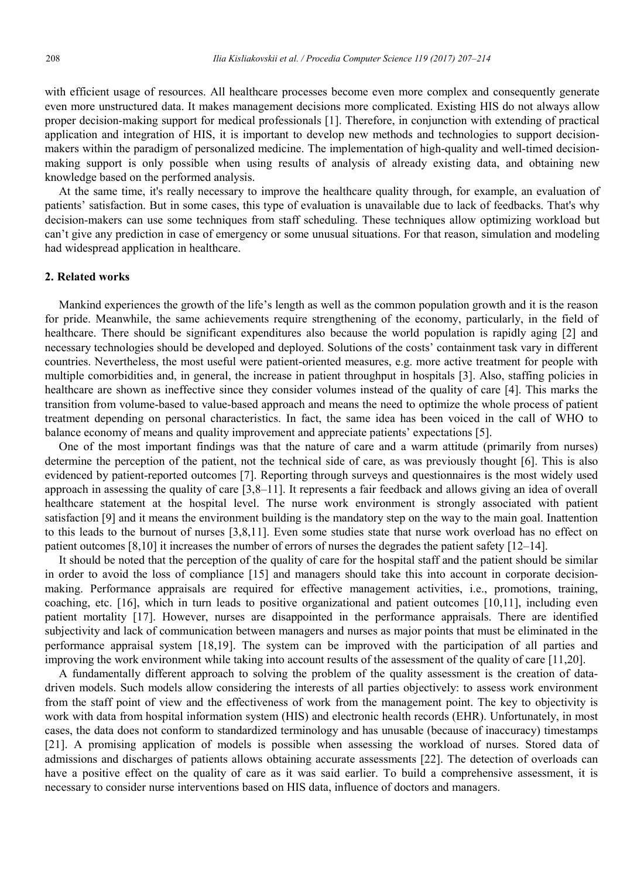with efficient usage of resources. All healthcare processes become even more complex and consequently generate even more unstructured data. It makes management decisions more complicated. Existing HIS do not always allow proper decision-making support for medical professionals [1]. Therefore, in conjunction with extending of practical application and integration of HIS, it is important to develop new methods and technologies to support decision-makers within the paradigm of personalized medicine. The implementation of high-quality and well-timed decision-making support is only possible when using results of analysis of already existing data, and obtaining new knowledge based on the performed analysis.

At the same time, it's really necessary to improve the healthcare quality through, for example, an evaluation of patients' satisfaction. But in some cases, this type of evaluation is unavailable due to lack of feedbacks. That's why decision-makers can use some techniques from staff scheduling. These techniques allow optimizing workload but can't give any prediction in case of emergency or some unusual situations. For that reason, simulation and modeling had widespread application in healthcare.

## 2. Related works

Mankind experiences the growth of the life's length as well as the common population growth and it is the reason for pride. Meanwhile, the same achievements require strengthening of the economy, particularly, in the field of healthcare. There should be significant expenditures also because the world population is rapidly aging [2] and necessary technologies should be developed and deployed. Solutions of the costs' containment task vary in different countries. Nevertheless, the most useful were patient-oriented measures, e.g. more active treatment for people with multiple comorbidities and, in general, the increase in patient throughput in hospitals [3]. Also, staffing policies in healthcare are shown as ineffective since they consider volumes instead of the quality of care [4]. This marks the transition from volume-based to value-based approach and means the need to optimize the whole process of patient treatment depending on personal characteristics. In fact, the same idea has been voiced in the call of WHO to balance economy of means and quality improvement and appreciate patients' expectations [5].

One of the most important findings was that the nature of care and a warm attitude (primarily from nurses) determine the perception of the patient, not the technical side of care, as was previously thought [6]. This is also evidenced by patient-reported outcomes [7]. Reporting through surveys and questionnaires is the most widely used approach in assessing the quality of care [3,8–11]. It represents a fair feedback and allows giving an idea of overall healthcare statement at the hospital level. The nurse work environment is strongly associated with patient satisfaction [9] and it means the environment building is the mandatory step on the way to the main goal. Inattention to this leads to the burnout of nurses [3,8,11]. Even some studies state that nurse work overload has no effect on patient outcomes [8,10] it increases the number of errors of nurses the degrades the patient safety [12–14].

It should be noted that the perception of the quality of care for the hospital staff and the patient should be similar in order to avoid the loss of compliance [15] and managers should take this into account in corporate decision-making. Performance appraisals are required for effective management activities, i.e., promotions, training, coaching, etc. [16], which in turn leads to positive organizational and patient outcomes [10,11], including even patient mortality [17]. However, nurses are disappointed in the performance appraisals. There are identified subjectivity and lack of communication between managers and nurses as major points that must be eliminated in the performance appraisal system [18,19]. The system can be improved with the participation of all parties and improving the work environment while taking into account results of the assessment of the quality of care [11,20].

A fundamentally different approach to solving the problem of the quality assessment is the creation of data-driven models. Such models allow considering the interests of all parties objectively: to assess work environment from the staff point of view and the effectiveness of work from the management point. The key to objectivity is work with data from hospital information system (HIS) and electronic health records (EHR). Unfortunately, in most cases, the data does not conform to standardized terminology and has unusable (because of inaccuracy) timestamps [21]. A promising application of models is possible when assessing the workload of nurses. Stored data of admissions and discharges of patients allows obtaining accurate assessments [22]. The detection of overloads can have a positive effect on the quality of care as it was said earlier. To build a comprehensive assessment, it is necessary to consider nurse interventions based on HIS data, influence of doctors and managers.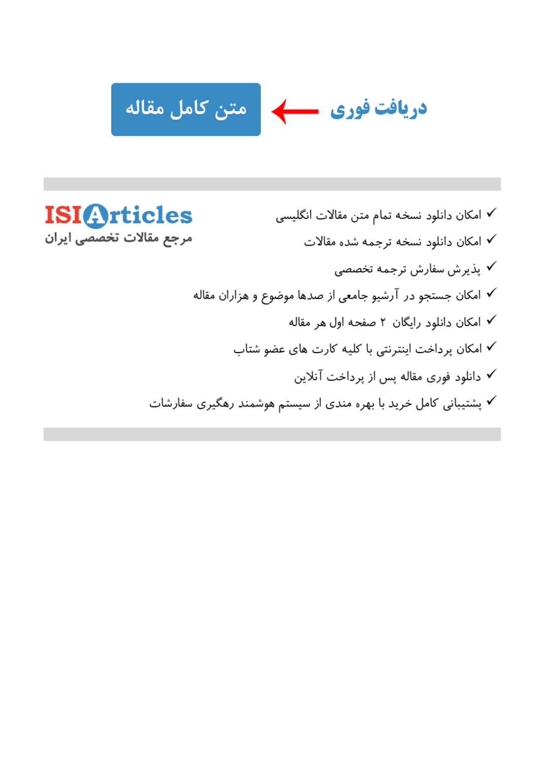دریافت فوری ← متن کامل مقاله

**ISIArticles**
مرجع مقالات تخصصی ایران

- ✓ امکان دانلود نسخه تمام متن مقالات انگلیسی
- ✓ امکان دانلود نسخه ترجمه شده مقالات
- ✓ پذیرش سفارش ترجمه تخصصی
- ✓ امکان جستجو در آرشیو جامعی از صدها موضوع و هزاران مقاله
- ✓ امکان دانلود رایگان ۲ صفحه اول هر مقاله
- ✓ امکان پرداخت اینترنتی با کلیه کارت های عضو شتاب
- ✓ دانلود فوری مقاله پس از پرداخت آنلاین
- ✓ پشتیبانی کامل خرید با بهره مندی از سیستم هوشمند رهگیری سفارشات